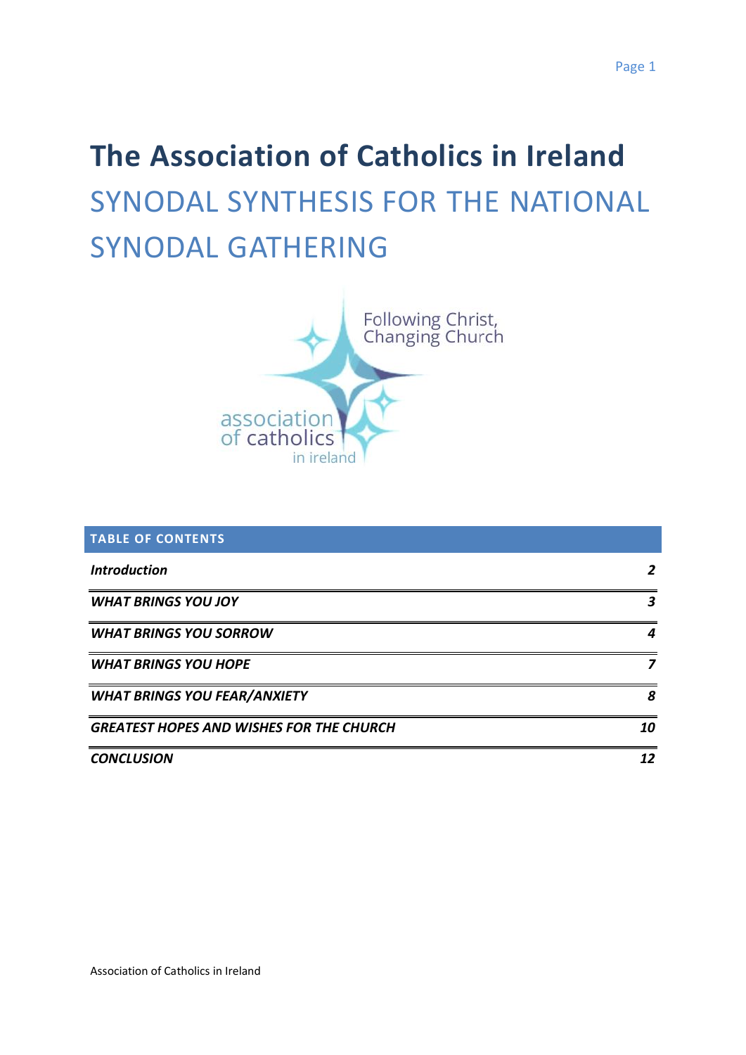# The Association of Catholics in Ireland

## SYNODAL SYNTHESIS FOR THE NATIONAL SYNODAL GATHERING

Following Christ, Changing Church

association of catholics in ireland

| TABLE OF CONTENTS | |
|---|---|
| ***Introduction*** | ***2*** |
| ***WHAT BRINGS YOU JOY*** | ***3*** |
| ***WHAT BRINGS YOU SORROW*** | ***4*** |
| ***WHAT BRINGS YOU HOPE*** | ***7*** |
| ***WHAT BRINGS YOU FEAR/ANXIETY*** | ***8*** |
| ***GREATEST HOPES AND WISHES FOR THE CHURCH*** | ***10*** |
| ***CONCLUSION*** | ***12*** |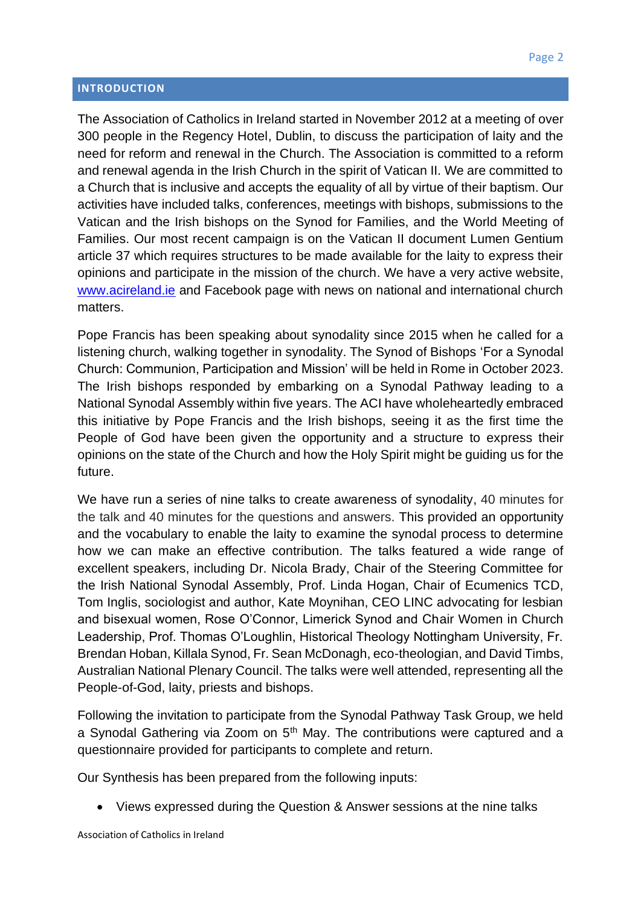## INTRODUCTION

The Association of Catholics in Ireland started in November 2012 at a meeting of over 300 people in the Regency Hotel, Dublin, to discuss the participation of laity and the need for reform and renewal in the Church. The Association is committed to a reform and renewal agenda in the Irish Church in the spirit of Vatican II. We are committed to a Church that is inclusive and accepts the equality of all by virtue of their baptism. Our activities have included talks, conferences, meetings with bishops, submissions to the Vatican and the Irish bishops on the Synod for Families, and the World Meeting of Families. Our most recent campaign is on the Vatican II document Lumen Gentium article 37 which requires structures to be made available for the laity to express their opinions and participate in the mission of the church. We have a very active website, www.acireland.ie and Facebook page with news on national and international church matters.

Pope Francis has been speaking about synodality since 2015 when he called for a listening church, walking together in synodality. The Synod of Bishops 'For a Synodal Church: Communion, Participation and Mission' will be held in Rome in October 2023. The Irish bishops responded by embarking on a Synodal Pathway leading to a National Synodal Assembly within five years. The ACI have wholeheartedly embraced this initiative by Pope Francis and the Irish bishops, seeing it as the first time the People of God have been given the opportunity and a structure to express their opinions on the state of the Church and how the Holy Spirit might be guiding us for the future.

We have run a series of nine talks to create awareness of synodality, 40 minutes for the talk and 40 minutes for the questions and answers. This provided an opportunity and the vocabulary to enable the laity to examine the synodal process to determine how we can make an effective contribution. The talks featured a wide range of excellent speakers, including Dr. Nicola Brady, Chair of the Steering Committee for the Irish National Synodal Assembly, Prof. Linda Hogan, Chair of Ecumenics TCD, Tom Inglis, sociologist and author, Kate Moynihan, CEO LINC advocating for lesbian and bisexual women, Rose O'Connor, Limerick Synod and Chair Women in Church Leadership, Prof. Thomas O'Loughlin, Historical Theology Nottingham University, Fr. Brendan Hoban, Killala Synod, Fr. Sean McDonagh, eco-theologian, and David Timbs, Australian National Plenary Council. The talks were well attended, representing all the People-of-God, laity, priests and bishops.

Following the invitation to participate from the Synodal Pathway Task Group, we held a Synodal Gathering via Zoom on 5th May. The contributions were captured and a questionnaire provided for participants to complete and return.

Our Synthesis has been prepared from the following inputs:

- Views expressed during the Question & Answer sessions at the nine talks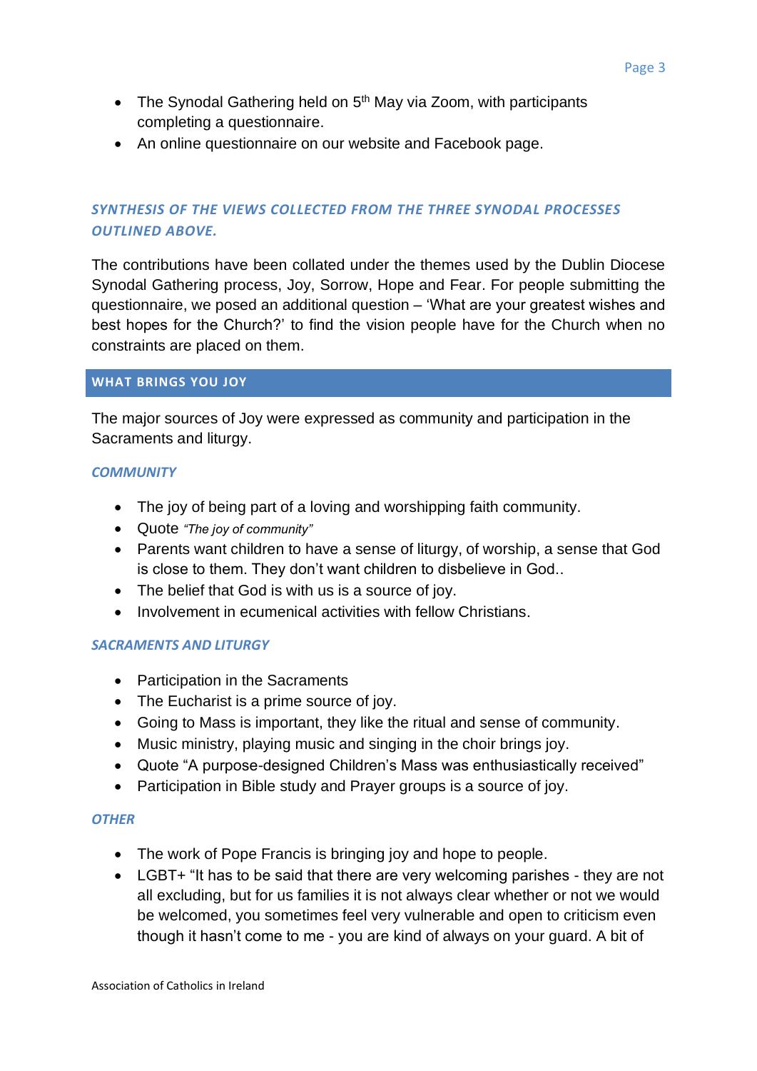- The Synodal Gathering held on 5th May via Zoom, with participants completing a questionnaire.
- An online questionnaire on our website and Facebook page.

### *SYNTHESIS OF THE VIEWS COLLECTED FROM THE THREE SYNODAL PROCESSES OUTLINED ABOVE.*

The contributions have been collated under the themes used by the Dublin Diocese Synodal Gathering process, Joy, Sorrow, Hope and Fear. For people submitting the questionnaire, we posed an additional question – 'What are your greatest wishes and best hopes for the Church?' to find the vision people have for the Church when no constraints are placed on them.

## WHAT BRINGS YOU JOY

The major sources of Joy were expressed as community and participation in the Sacraments and liturgy.

### *COMMUNITY*

- The joy of being part of a loving and worshipping faith community.
- Quote *"The joy of community"*
- Parents want children to have a sense of liturgy, of worship, a sense that God is close to them. They don't want children to disbelieve in God..
- The belief that God is with us is a source of joy.
- Involvement in ecumenical activities with fellow Christians.

### *SACRAMENTS AND LITURGY*

- Participation in the Sacraments
- The Eucharist is a prime source of joy.
- Going to Mass is important, they like the ritual and sense of community.
- Music ministry, playing music and singing in the choir brings joy.
- Quote "A purpose-designed Children's Mass was enthusiastically received"
- Participation in Bible study and Prayer groups is a source of joy.

### *OTHER*

- The work of Pope Francis is bringing joy and hope to people.
- LGBT+ "It has to be said that there are very welcoming parishes - they are not all excluding, but for us families it is not always clear whether or not we would be welcomed, you sometimes feel very vulnerable and open to criticism even though it hasn't come to me - you are kind of always on your guard. A bit of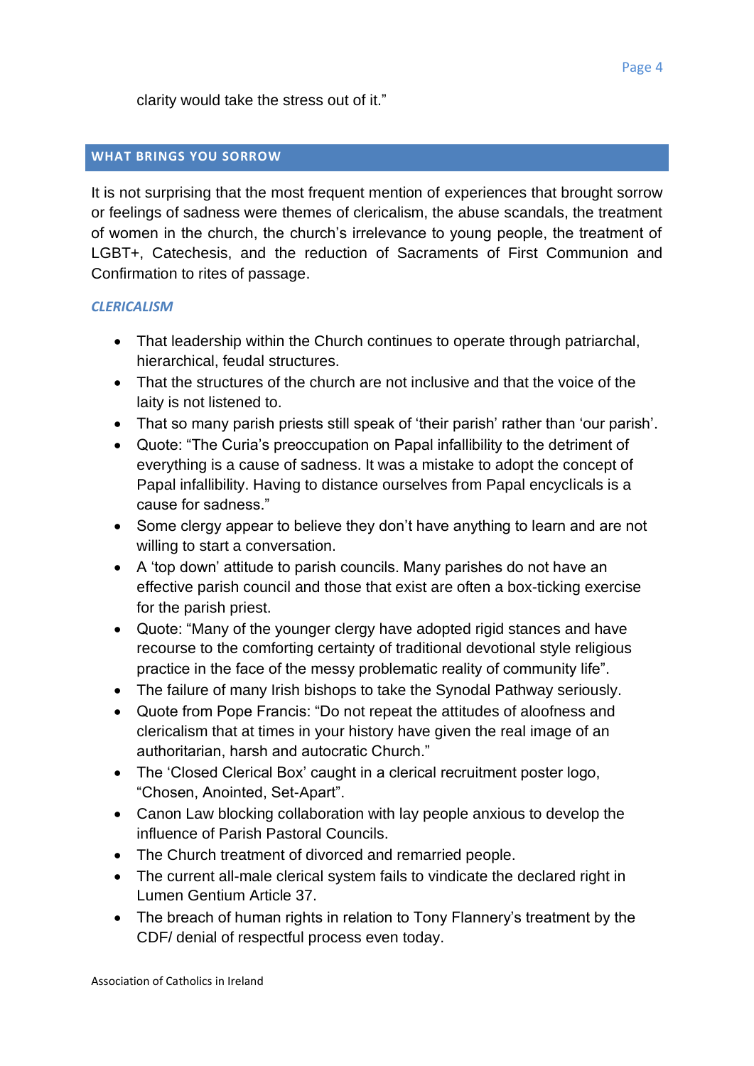clarity would take the stress out of it."

## WHAT BRINGS YOU SORROW

It is not surprising that the most frequent mention of experiences that brought sorrow or feelings of sadness were themes of clericalism, the abuse scandals, the treatment of women in the church, the church's irrelevance to young people, the treatment of LGBT+, Catechesis, and the reduction of Sacraments of First Communion and Confirmation to rites of passage.

### *CLERICALISM*

- That leadership within the Church continues to operate through patriarchal, hierarchical, feudal structures.
- That the structures of the church are not inclusive and that the voice of the laity is not listened to.
- That so many parish priests still speak of 'their parish' rather than 'our parish'.
- Quote: "The Curia's preoccupation on Papal infallibility to the detriment of everything is a cause of sadness. It was a mistake to adopt the concept of Papal infallibility. Having to distance ourselves from Papal encyclicals is a cause for sadness."
- Some clergy appear to believe they don't have anything to learn and are not willing to start a conversation.
- A 'top down' attitude to parish councils. Many parishes do not have an effective parish council and those that exist are often a box-ticking exercise for the parish priest.
- Quote: "Many of the younger clergy have adopted rigid stances and have recourse to the comforting certainty of traditional devotional style religious practice in the face of the messy problematic reality of community life".
- The failure of many Irish bishops to take the Synodal Pathway seriously.
- Quote from Pope Francis: "Do not repeat the attitudes of aloofness and clericalism that at times in your history have given the real image of an authoritarian, harsh and autocratic Church."
- The 'Closed Clerical Box' caught in a clerical recruitment poster logo, "Chosen, Anointed, Set-Apart".
- Canon Law blocking collaboration with lay people anxious to develop the influence of Parish Pastoral Councils.
- The Church treatment of divorced and remarried people.
- The current all-male clerical system fails to vindicate the declared right in Lumen Gentium Article 37.
- The breach of human rights in relation to Tony Flannery's treatment by the CDF/ denial of respectful process even today.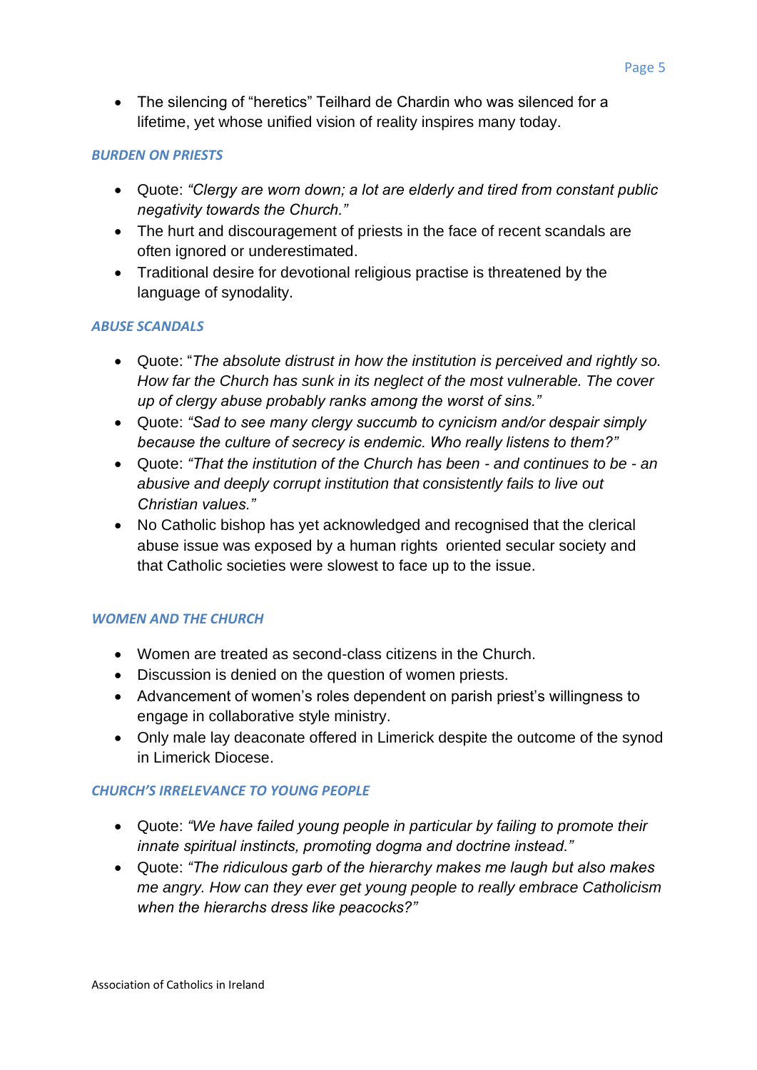- The silencing of "heretics" Teilhard de Chardin who was silenced for a lifetime, yet whose unified vision of reality inspires many today.

### *BURDEN ON PRIESTS*

- Quote: *"Clergy are worn down; a lot are elderly and tired from constant public negativity towards the Church."*
- The hurt and discouragement of priests in the face of recent scandals are often ignored or underestimated.
- Traditional desire for devotional religious practise is threatened by the language of synodality.

### *ABUSE SCANDALS*

- Quote: "*The absolute distrust in how the institution is perceived and rightly so. How far the Church has sunk in its neglect of the most vulnerable. The cover up of clergy abuse probably ranks among the worst of sins."*
- Quote: *"Sad to see many clergy succumb to cynicism and/or despair simply because the culture of secrecy is endemic. Who really listens to them?"*
- Quote: *"That the institution of the Church has been - and continues to be - an abusive and deeply corrupt institution that consistently fails to live out Christian values."*
- No Catholic bishop has yet acknowledged and recognised that the clerical abuse issue was exposed by a human rights oriented secular society and that Catholic societies were slowest to face up to the issue.

### *WOMEN AND THE CHURCH*

- Women are treated as second-class citizens in the Church.
- Discussion is denied on the question of women priests.
- Advancement of women's roles dependent on parish priest's willingness to engage in collaborative style ministry.
- Only male lay deaconate offered in Limerick despite the outcome of the synod in Limerick Diocese.

### *CHURCH'S IRRELEVANCE TO YOUNG PEOPLE*

- Quote: *"We have failed young people in particular by failing to promote their innate spiritual instincts, promoting dogma and doctrine instead."*
- Quote: *"The ridiculous garb of the hierarchy makes me laugh but also makes me angry. How can they ever get young people to really embrace Catholicism when the hierarchs dress like peacocks?"*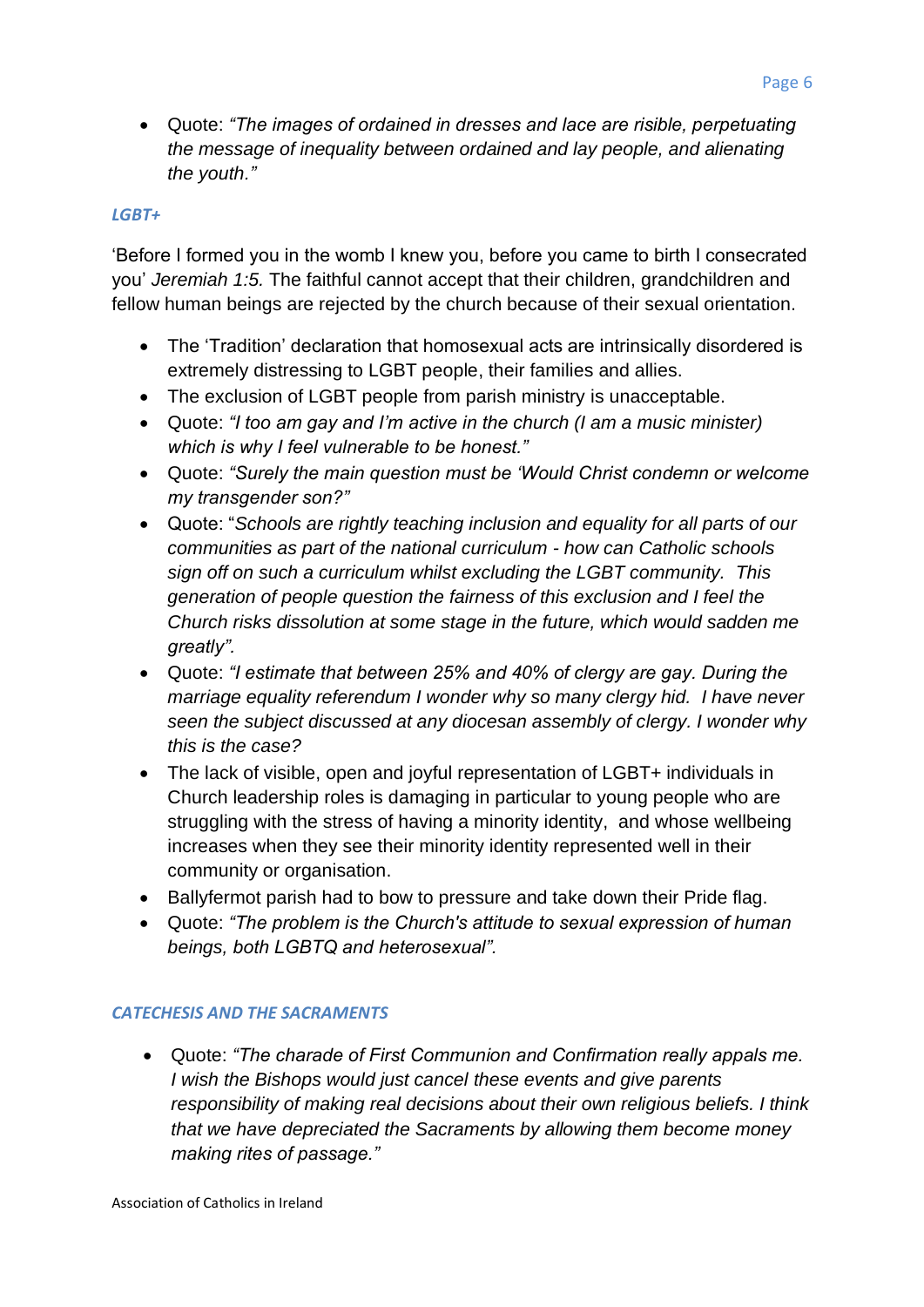- Quote: *"The images of ordained in dresses and lace are risible, perpetuating the message of inequality between ordained and lay people, and alienating the youth."*

### *LGBT+*

'Before I formed you in the womb I knew you, before you came to birth I consecrated you' *Jeremiah 1:5.* The faithful cannot accept that their children, grandchildren and fellow human beings are rejected by the church because of their sexual orientation.

- The 'Tradition' declaration that homosexual acts are intrinsically disordered is extremely distressing to LGBT people, their families and allies.
- The exclusion of LGBT people from parish ministry is unacceptable.
- Quote: *"I too am gay and I'm active in the church (I am a music minister) which is why I feel vulnerable to be honest."*
- Quote: *"Surely the main question must be 'Would Christ condemn or welcome my transgender son?"*
- Quote: "*Schools are rightly teaching inclusion and equality for all parts of our communities as part of the national curriculum - how can Catholic schools sign off on such a curriculum whilst excluding the LGBT community. This generation of people question the fairness of this exclusion and I feel the Church risks dissolution at some stage in the future, which would sadden me greatly".*
- Quote: *"I estimate that between 25% and 40% of clergy are gay. During the marriage equality referendum I wonder why so many clergy hid. I have never seen the subject discussed at any diocesan assembly of clergy. I wonder why this is the case?*
- The lack of visible, open and joyful representation of LGBT+ individuals in Church leadership roles is damaging in particular to young people who are struggling with the stress of having a minority identity, and whose wellbeing increases when they see their minority identity represented well in their community or organisation.
- Ballyfermot parish had to bow to pressure and take down their Pride flag.
- Quote: *"The problem is the Church's attitude to sexual expression of human beings, both LGBTQ and heterosexual".*

### *CATECHESIS AND THE SACRAMENTS*

- Quote: *"The charade of First Communion and Confirmation really appals me. I wish the Bishops would just cancel these events and give parents responsibility of making real decisions about their own religious beliefs. I think that we have depreciated the Sacraments by allowing them become money making rites of passage."*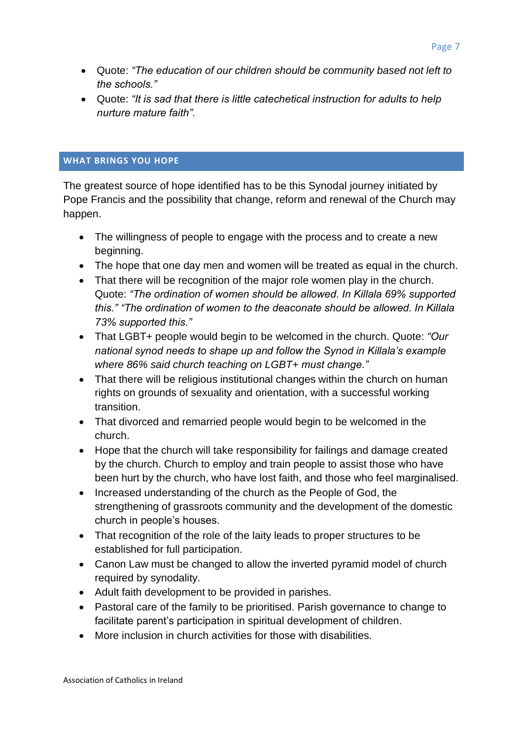- Quote: *"The education of our children should be community based not left to the schools."*
- Quote: *"It is sad that there is little catechetical instruction for adults to help nurture mature faith".*

## WHAT BRINGS YOU HOPE

The greatest source of hope identified has to be this Synodal journey initiated by Pope Francis and the possibility that change, reform and renewal of the Church may happen.

- The willingness of people to engage with the process and to create a new beginning.
- The hope that one day men and women will be treated as equal in the church.
- That there will be recognition of the major role women play in the church. Quote: *"The ordination of women should be allowed. In Killala 69% supported this." "The ordination of women to the deaconate should be allowed. In Killala 73% supported this."*
- That LGBT+ people would begin to be welcomed in the church. Quote: *"Our national synod needs to shape up and follow the Synod in Killala's example where 86% said church teaching on LGBT+ must change."*
- That there will be religious institutional changes within the church on human rights on grounds of sexuality and orientation, with a successful working transition.
- That divorced and remarried people would begin to be welcomed in the church.
- Hope that the church will take responsibility for failings and damage created by the church. Church to employ and train people to assist those who have been hurt by the church, who have lost faith, and those who feel marginalised.
- Increased understanding of the church as the People of God, the strengthening of grassroots community and the development of the domestic church in people's houses.
- That recognition of the role of the laity leads to proper structures to be established for full participation.
- Canon Law must be changed to allow the inverted pyramid model of church required by synodality.
- Adult faith development to be provided in parishes.
- Pastoral care of the family to be prioritised. Parish governance to change to facilitate parent's participation in spiritual development of children.
- More inclusion in church activities for those with disabilities.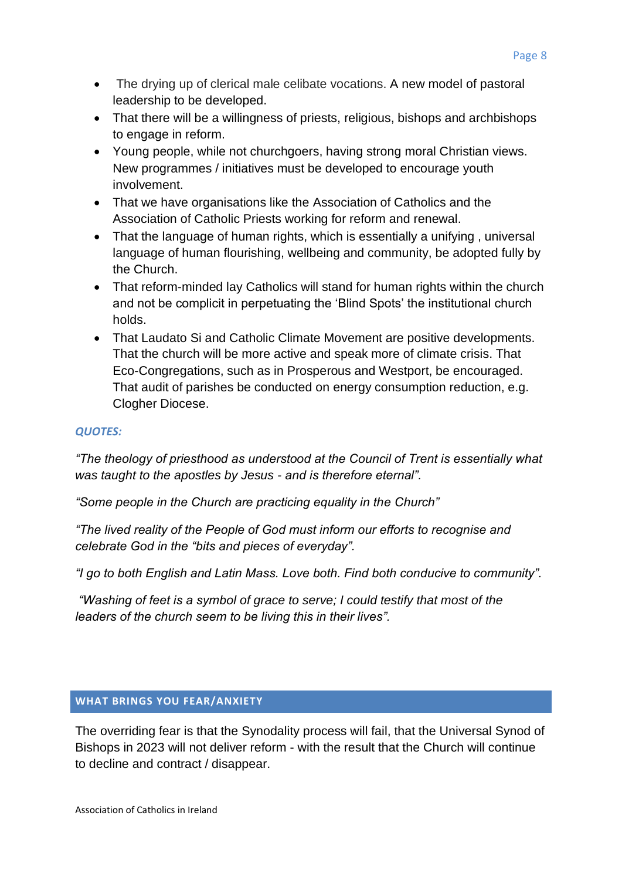- The drying up of clerical male celibate vocations. A new model of pastoral leadership to be developed.
- That there will be a willingness of priests, religious, bishops and archbishops to engage in reform.
- Young people, while not churchgoers, having strong moral Christian views. New programmes / initiatives must be developed to encourage youth involvement.
- That we have organisations like the Association of Catholics and the Association of Catholic Priests working for reform and renewal.
- That the language of human rights, which is essentially a unifying , universal language of human flourishing, wellbeing and community, be adopted fully by the Church.
- That reform-minded lay Catholics will stand for human rights within the church and not be complicit in perpetuating the 'Blind Spots' the institutional church holds.
- That Laudato Si and Catholic Climate Movement are positive developments. That the church will be more active and speak more of climate crisis. That Eco-Congregations, such as in Prosperous and Westport, be encouraged. That audit of parishes be conducted on energy consumption reduction, e.g. Clogher Diocese.

***QUOTES:***

*"The theology of priesthood as understood at the Council of Trent is essentially what was taught to the apostles by Jesus - and is therefore eternal".*

*"Some people in the Church are practicing equality in the Church"*

*"The lived reality of the People of God must inform our efforts to recognise and celebrate God in the "bits and pieces of everyday".*

*"I go to both English and Latin Mass. Love both. Find both conducive to community".*

*"Washing of feet is a symbol of grace to serve; I could testify that most of the leaders of the church seem to be living this in their lives".*

## WHAT BRINGS YOU FEAR/ANXIETY

The overriding fear is that the Synodality process will fail, that the Universal Synod of Bishops in 2023 will not deliver reform - with the result that the Church will continue to decline and contract / disappear.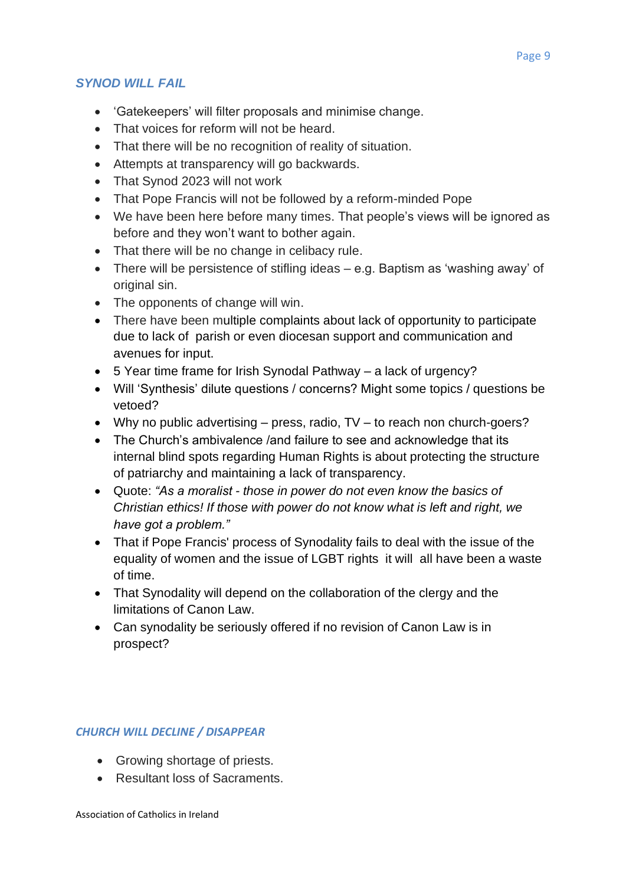### *SYNOD WILL FAIL*

- 'Gatekeepers' will filter proposals and minimise change.
- That voices for reform will not be heard.
- That there will be no recognition of reality of situation.
- Attempts at transparency will go backwards.
- That Synod 2023 will not work
- That Pope Francis will not be followed by a reform-minded Pope
- We have been here before many times. That people's views will be ignored as before and they won't want to bother again.
- That there will be no change in celibacy rule.
- There will be persistence of stifling ideas – e.g. Baptism as 'washing away' of original sin.
- The opponents of change will win.
- There have been multiple complaints about lack of opportunity to participate due to lack of parish or even diocesan support and communication and avenues for input.
- 5 Year time frame for Irish Synodal Pathway – a lack of urgency?
- Will 'Synthesis' dilute questions / concerns? Might some topics / questions be vetoed?
- Why no public advertising – press, radio, TV – to reach non church-goers?
- The Church's ambivalence /and failure to see and acknowledge that its internal blind spots regarding Human Rights is about protecting the structure of patriarchy and maintaining a lack of transparency.
- Quote: *"As a moralist - those in power do not even know the basics of Christian ethics! If those with power do not know what is left and right, we have got a problem."*
- That if Pope Francis' process of Synodality fails to deal with the issue of the equality of women and the issue of LGBT rights it will all have been a waste of time.
- That Synodality will depend on the collaboration of the clergy and the limitations of Canon Law.
- Can synodality be seriously offered if no revision of Canon Law is in prospect?

### *CHURCH WILL DECLINE / DISAPPEAR*

- Growing shortage of priests.
- Resultant loss of Sacraments.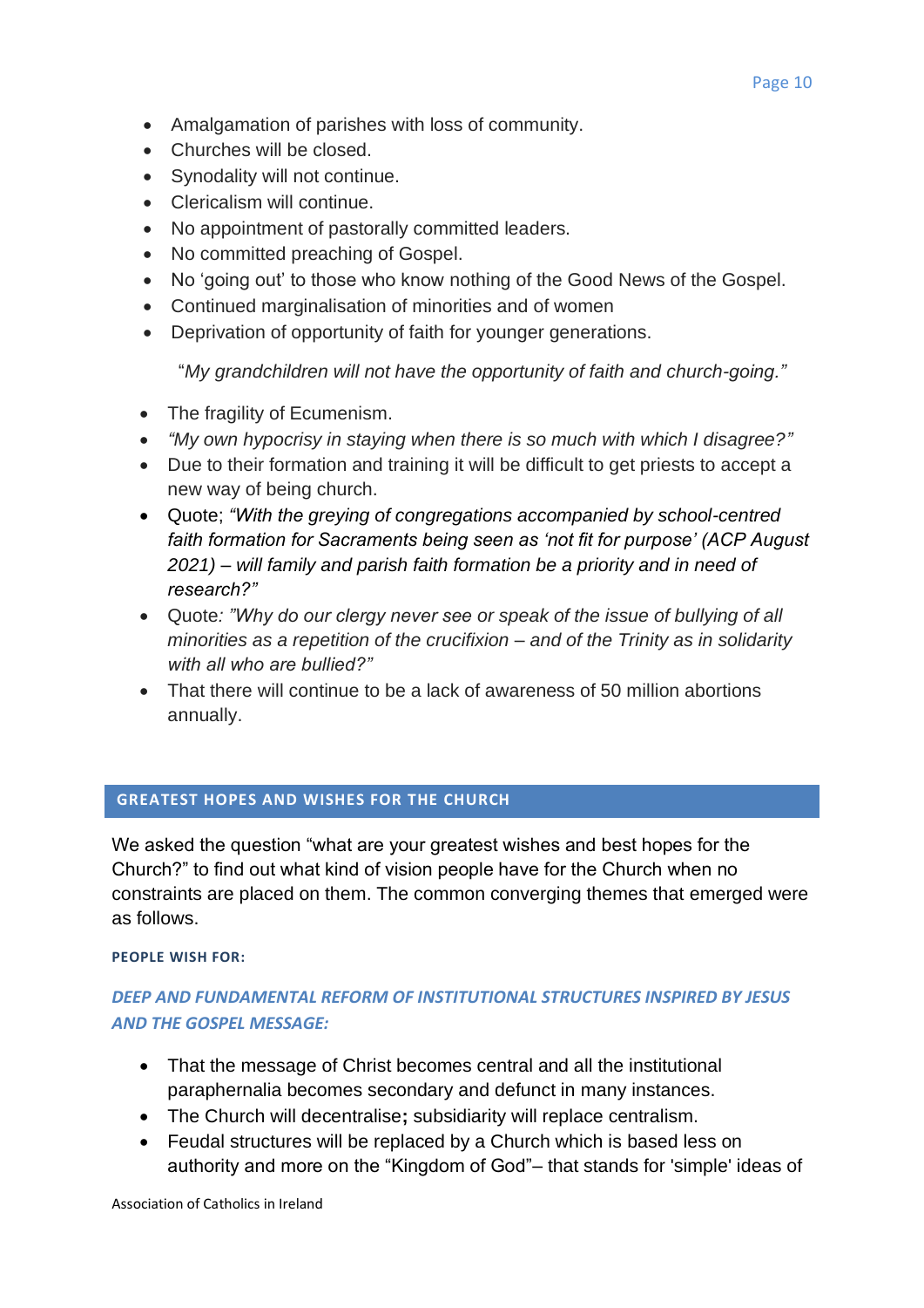- Amalgamation of parishes with loss of community.
- Churches will be closed.
- Synodality will not continue.
- Clericalism will continue.
- No appointment of pastorally committed leaders.
- No committed preaching of Gospel.
- No 'going out' to those who know nothing of the Good News of the Gospel.
- Continued marginalisation of minorities and of women
- Deprivation of opportunity of faith for younger generations.

"*My grandchildren will not have the opportunity of faith and church-going."*

- The fragility of Ecumenism.
- *"My own hypocrisy in staying when there is so much with which I disagree?"*
- Due to their formation and training it will be difficult to get priests to accept a new way of being church.
- Quote; *"With the greying of congregations accompanied by school-centred faith formation for Sacraments being seen as 'not fit for purpose' (ACP August 2021) – will family and parish faith formation be a priority and in need of research?"*
- Quote*: "Why do our clergy never see or speak of the issue of bullying of all minorities as a repetition of the crucifixion – and of the Trinity as in solidarity with all who are bullied?"*
- That there will continue to be a lack of awareness of 50 million abortions annually.

## GREATEST HOPES AND WISHES FOR THE CHURCH

We asked the question "what are your greatest wishes and best hopes for the Church?" to find out what kind of vision people have for the Church when no constraints are placed on them. The common converging themes that emerged were as follows.

#### PEOPLE WISH FOR:

### *DEEP AND FUNDAMENTAL REFORM OF INSTITUTIONAL STRUCTURES INSPIRED BY JESUS AND THE GOSPEL MESSAGE:*

- That the message of Christ becomes central and all the institutional paraphernalia becomes secondary and defunct in many instances.
- The Church will decentralise**;** subsidiarity will replace centralism.
- Feudal structures will be replaced by a Church which is based less on authority and more on the "Kingdom of God"– that stands for 'simple' ideas of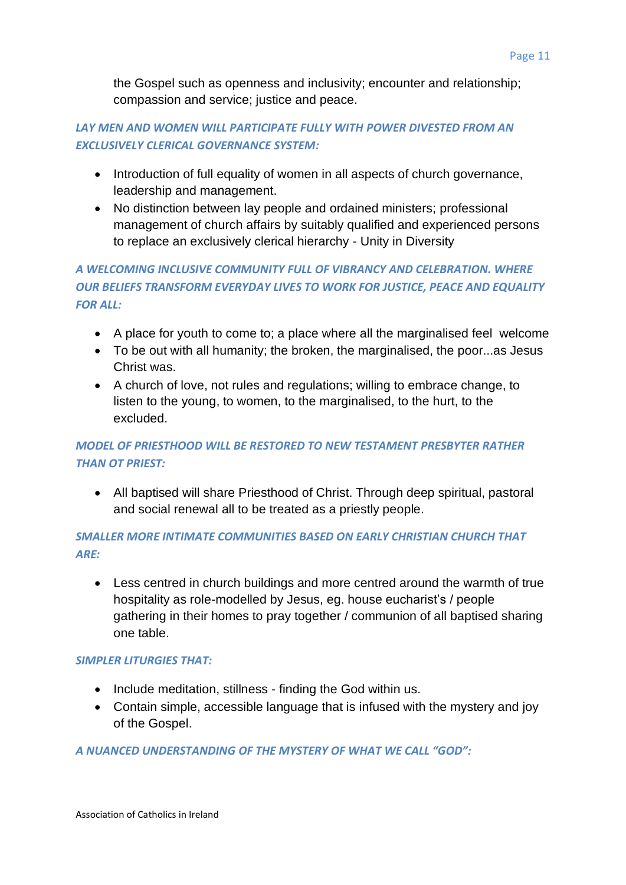the Gospel such as openness and inclusivity; encounter and relationship; compassion and service; justice and peace.

***LAY MEN AND WOMEN WILL PARTICIPATE FULLY WITH POWER DIVESTED FROM AN EXCLUSIVELY CLERICAL GOVERNANCE SYSTEM:***

- Introduction of full equality of women in all aspects of church governance, leadership and management.
- No distinction between lay people and ordained ministers; professional management of church affairs by suitably qualified and experienced persons to replace an exclusively clerical hierarchy - Unity in Diversity

***A WELCOMING INCLUSIVE COMMUNITY FULL OF VIBRANCY AND CELEBRATION. WHERE OUR BELIEFS TRANSFORM EVERYDAY LIVES TO WORK FOR JUSTICE, PEACE AND EQUALITY FOR ALL:***

- A place for youth to come to; a place where all the marginalised feel welcome
- To be out with all humanity; the broken, the marginalised, the poor...as Jesus Christ was.
- A church of love, not rules and regulations; willing to embrace change, to listen to the young, to women, to the marginalised, to the hurt, to the excluded.

***MODEL OF PRIESTHOOD WILL BE RESTORED TO NEW TESTAMENT PRESBYTER RATHER THAN OT PRIEST:***

- All baptised will share Priesthood of Christ. Through deep spiritual, pastoral and social renewal all to be treated as a priestly people.

***SMALLER MORE INTIMATE COMMUNITIES BASED ON EARLY CHRISTIAN CHURCH THAT ARE:***

- Less centred in church buildings and more centred around the warmth of true hospitality as role-modelled by Jesus, eg. house eucharist's / people gathering in their homes to pray together / communion of all baptised sharing one table.

***SIMPLER LITURGIES THAT:***

- Include meditation, stillness - finding the God within us.
- Contain simple, accessible language that is infused with the mystery and joy of the Gospel.

***A NUANCED UNDERSTANDING OF THE MYSTERY OF WHAT WE CALL "GOD":***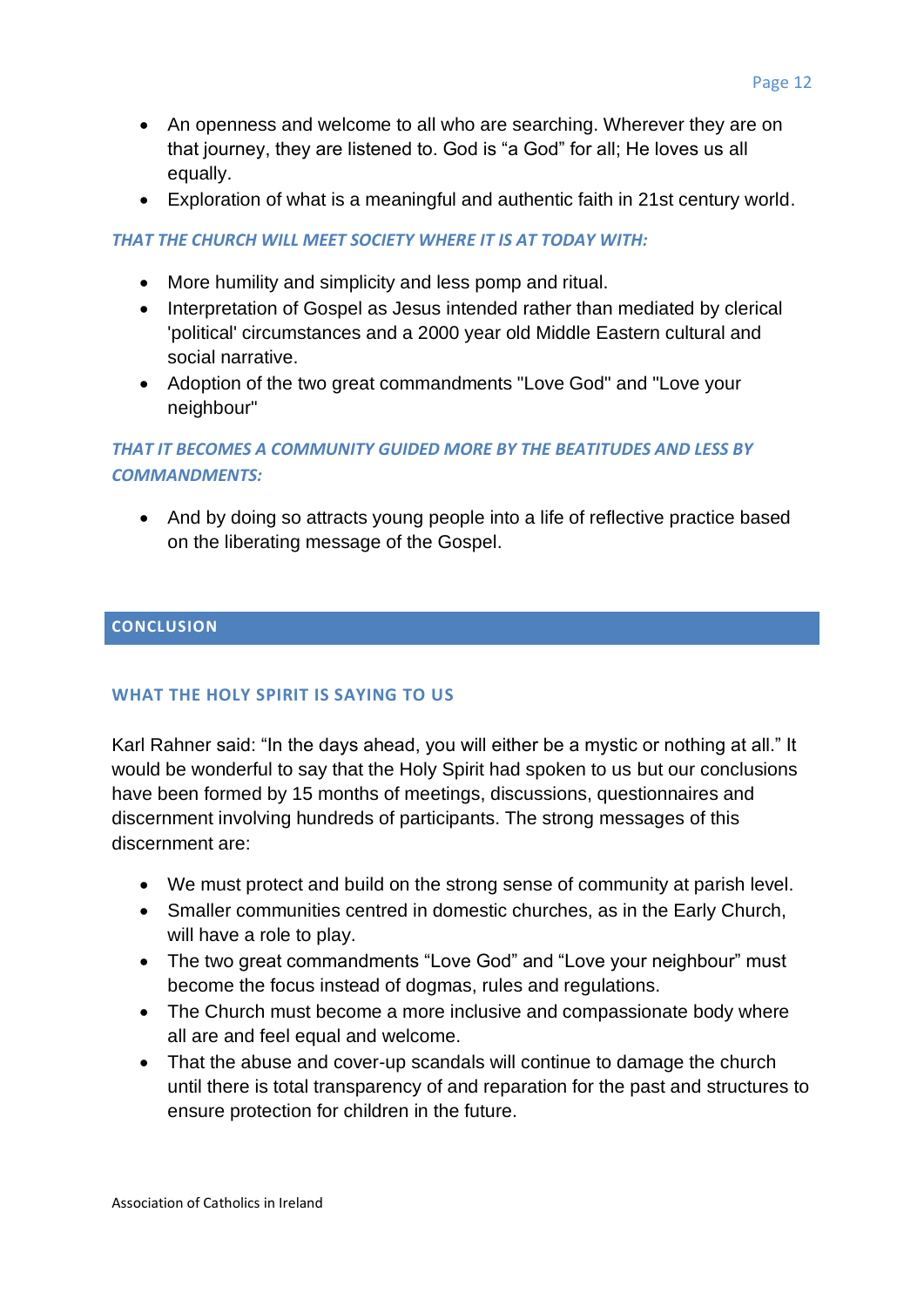- An openness and welcome to all who are searching. Wherever they are on that journey, they are listened to. God is “a God” for all; He loves us all equally.
- Exploration of what is a meaningful and authentic faith in 21st century world.

### *THAT THE CHURCH WILL MEET SOCIETY WHERE IT IS AT TODAY WITH:*

- More humility and simplicity and less pomp and ritual.
- Interpretation of Gospel as Jesus intended rather than mediated by clerical 'political' circumstances and a 2000 year old Middle Eastern cultural and social narrative.
- Adoption of the two great commandments "Love God" and "Love your neighbour"

### *THAT IT BECOMES A COMMUNITY GUIDED MORE BY THE BEATITUDES AND LESS BY COMMANDMENTS:*

- And by doing so attracts young people into a life of reflective practice based on the liberating message of the Gospel.

## CONCLUSION

### WHAT THE HOLY SPIRIT IS SAYING TO US

Karl Rahner said: “In the days ahead, you will either be a mystic or nothing at all.” It would be wonderful to say that the Holy Spirit had spoken to us but our conclusions have been formed by 15 months of meetings, discussions, questionnaires and discernment involving hundreds of participants. The strong messages of this discernment are:

- We must protect and build on the strong sense of community at parish level.
- Smaller communities centred in domestic churches, as in the Early Church, will have a role to play.
- The two great commandments “Love God” and “Love your neighbour” must become the focus instead of dogmas, rules and regulations.
- The Church must become a more inclusive and compassionate body where all are and feel equal and welcome.
- That the abuse and cover-up scandals will continue to damage the church until there is total transparency of and reparation for the past and structures to ensure protection for children in the future.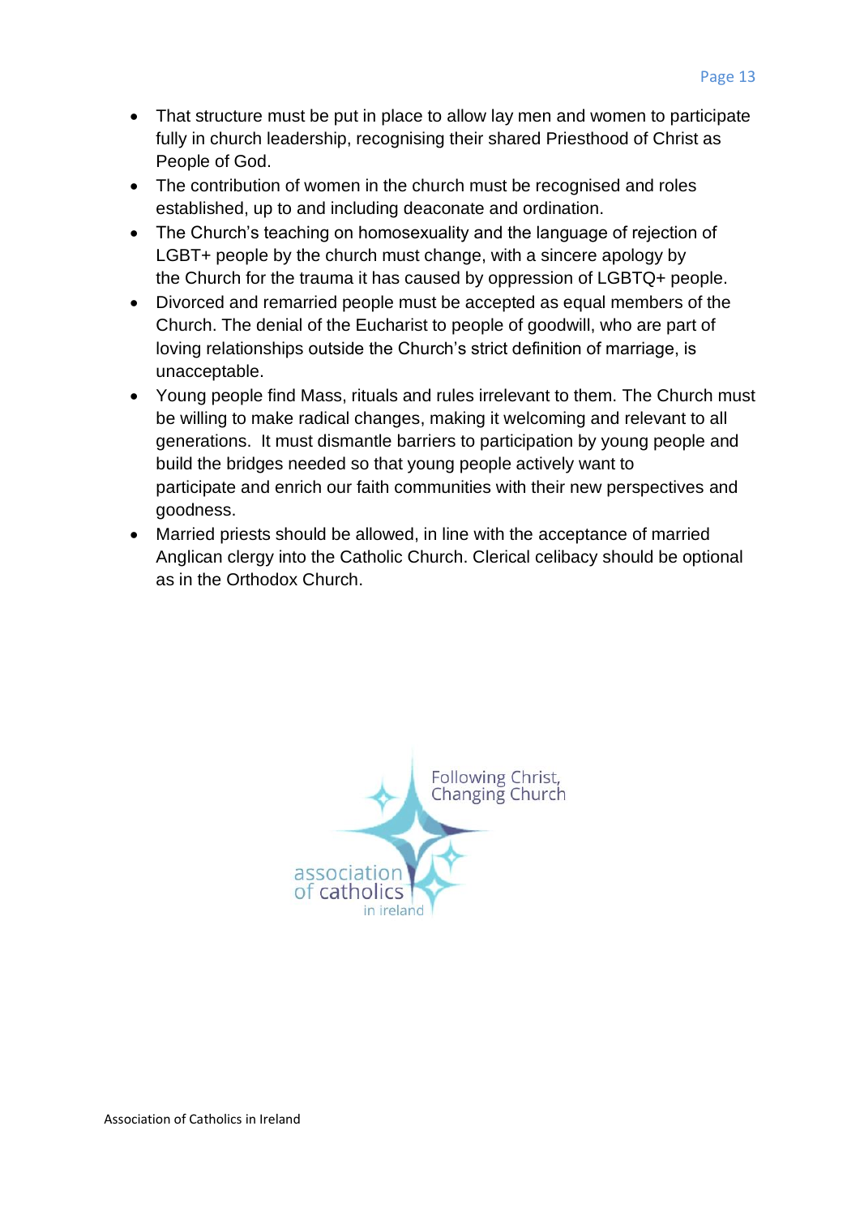- That structure must be put in place to allow lay men and women to participate fully in church leadership, recognising their shared Priesthood of Christ as People of God.
- The contribution of women in the church must be recognised and roles established, up to and including deaconate and ordination.
- The Church's teaching on homosexuality and the language of rejection of LGBT+ people by the church must change, with a sincere apology by the Church for the trauma it has caused by oppression of LGBTQ+ people.
- Divorced and remarried people must be accepted as equal members of the Church. The denial of the Eucharist to people of goodwill, who are part of loving relationships outside the Church's strict definition of marriage, is unacceptable.
- Young people find Mass, rituals and rules irrelevant to them. The Church must be willing to make radical changes, making it welcoming and relevant to all generations. It must dismantle barriers to participation by young people and build the bridges needed so that young people actively want to participate and enrich our faith communities with their new perspectives and goodness.
- Married priests should be allowed, in line with the acceptance of married Anglican clergy into the Catholic Church. Clerical celibacy should be optional as in the Orthodox Church.

Following Christ, Changing Church

association of catholics in ireland